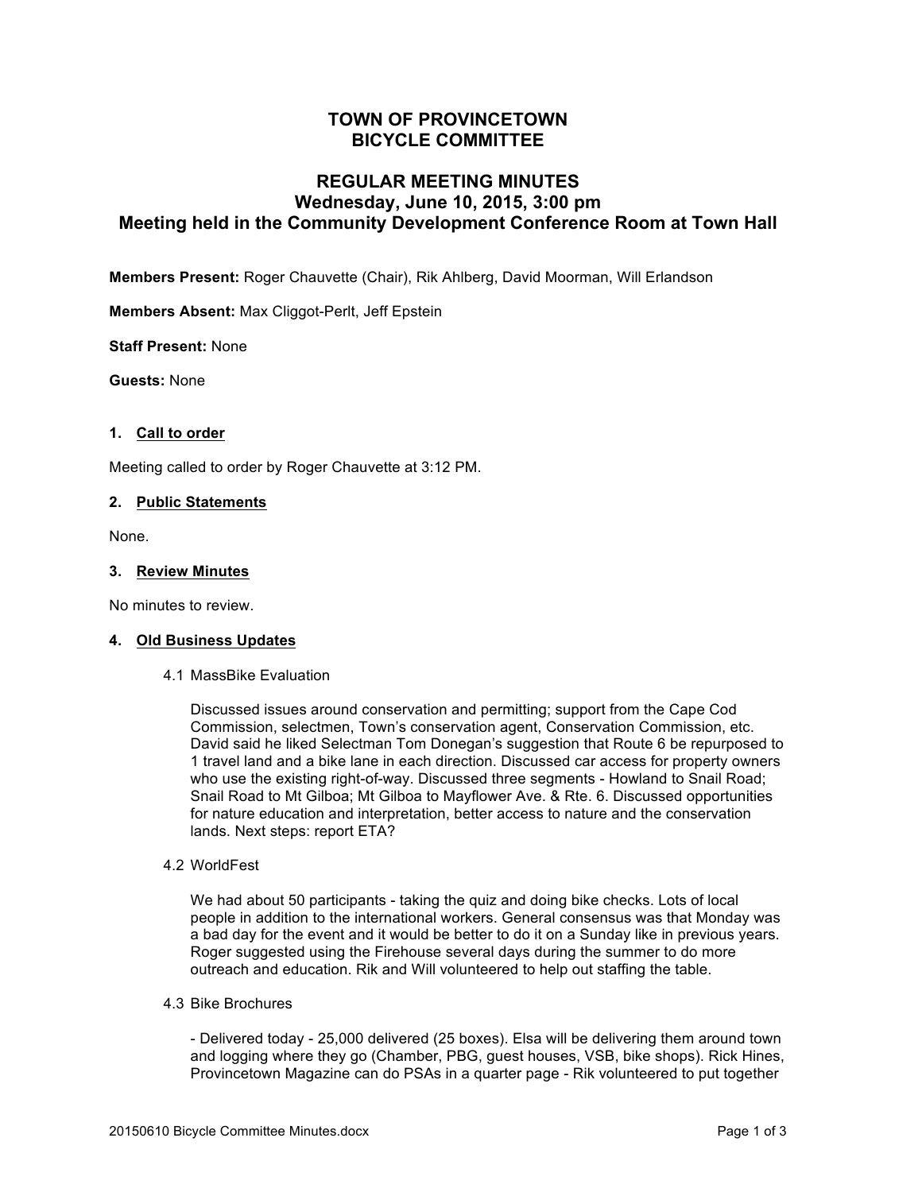# TOWN OF PROVINCETOWN
# BICYCLE COMMITTEE

## REGULAR MEETING MINUTES
## Wednesday, June 10, 2015, 3:00 pm
## Meeting held in the Community Development Conference Room at Town Hall

**Members Present:** Roger Chauvette (Chair), Rik Ahlberg, David Moorman, Will Erlandson

**Members Absent:** Max Cliggot-Perlt, Jeff Epstein

**Staff Present:** None

**Guests:** None

### 1. Call to order

Meeting called to order by Roger Chauvette at 3:12 PM.

### 2. Public Statements

None.

### 3. Review Minutes

No minutes to review.

### 4. Old Business Updates

4.1 MassBike Evaluation

Discussed issues around conservation and permitting; support from the Cape Cod Commission, selectmen, Town's conservation agent, Conservation Commission, etc. David said he liked Selectman Tom Donegan's suggestion that Route 6 be repurposed to 1 travel land and a bike lane in each direction. Discussed car access for property owners who use the existing right-of-way. Discussed three segments - Howland to Snail Road; Snail Road to Mt Gilboa; Mt Gilboa to Mayflower Ave. & Rte. 6. Discussed opportunities for nature education and interpretation, better access to nature and the conservation lands. Next steps: report ETA?

4.2 WorldFest

We had about 50 participants - taking the quiz and doing bike checks. Lots of local people in addition to the international workers. General consensus was that Monday was a bad day for the event and it would be better to do it on a Sunday like in previous years. Roger suggested using the Firehouse several days during the summer to do more outreach and education. Rik and Will volunteered to help out staffing the table.

4.3 Bike Brochures

- Delivered today - 25,000 delivered (25 boxes). Elsa will be delivering them around town and logging where they go (Chamber, PBG, guest houses, VSB, bike shops). Rick Hines, Provincetown Magazine can do PSAs in a quarter page - Rik volunteered to put together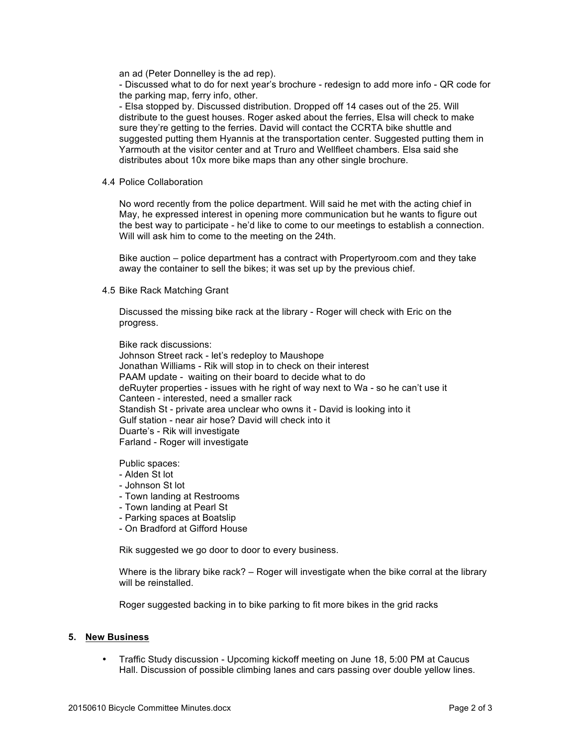an ad (Peter Donnelley is the ad rep).

- Discussed what to do for next year's brochure - redesign to add more info - QR code for the parking map, ferry info, other.
- Elsa stopped by. Discussed distribution. Dropped off 14 cases out of the 25. Will distribute to the guest houses. Roger asked about the ferries, Elsa will check to make sure they're getting to the ferries. David will contact the CCRTA bike shuttle and suggested putting them Hyannis at the transportation center. Suggested putting them in Yarmouth at the visitor center and at Truro and Wellfleet chambers. Elsa said she distributes about 10x more bike maps than any other single brochure.

4.4 Police Collaboration

No word recently from the police department. Will said he met with the acting chief in May, he expressed interest in opening more communication but he wants to figure out the best way to participate - he'd like to come to our meetings to establish a connection. Will will ask him to come to the meeting on the 24th.

Bike auction – police department has a contract with Propertyroom.com and they take away the container to sell the bikes; it was set up by the previous chief.

4.5 Bike Rack Matching Grant

Discussed the missing bike rack at the library - Roger will check with Eric on the progress.

Bike rack discussions:
Johnson Street rack - let's redeploy to Maushope
Jonathan Williams - Rik will stop in to check on their interest
PAAM update - waiting on their board to decide what to do
deRuyter properties - issues with he right of way next to Wa - so he can't use it
Canteen - interested, need a smaller rack
Standish St - private area unclear who owns it - David is looking into it
Gulf station - near air hose? David will check into it
Duarte's - Rik will investigate
Farland - Roger will investigate

Public spaces:

- Alden St lot
- Johnson St lot
- Town landing at Restrooms
- Town landing at Pearl St
- Parking spaces at Boatslip
- On Bradford at Gifford House

Rik suggested we go door to door to every business.

Where is the library bike rack? – Roger will investigate when the bike corral at the library will be reinstalled.

Roger suggested backing in to bike parking to fit more bikes in the grid racks

## 5. New Business

- Traffic Study discussion - Upcoming kickoff meeting on June 18, 5:00 PM at Caucus Hall. Discussion of possible climbing lanes and cars passing over double yellow lines.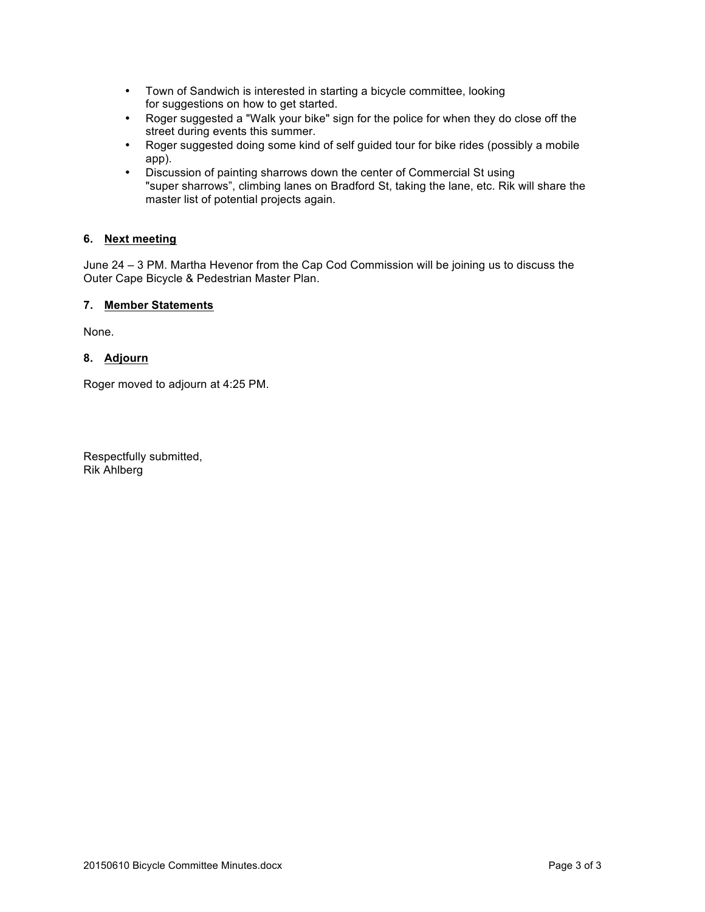- Town of Sandwich is interested in starting a bicycle committee, looking for suggestions on how to get started.
- Roger suggested a "Walk your bike" sign for the police for when they do close off the street during events this summer.
- Roger suggested doing some kind of self guided tour for bike rides (possibly a mobile app).
- Discussion of painting sharrows down the center of Commercial St using "super sharrows", climbing lanes on Bradford St, taking the lane, etc. Rik will share the master list of potential projects again.

### 6. Next meeting

June 24 – 3 PM. Martha Hevenor from the Cap Cod Commission will be joining us to discuss the Outer Cape Bicycle & Pedestrian Master Plan.

### 7. Member Statements

None.

### 8. Adjourn

Roger moved to adjourn at 4:25 PM.

Respectfully submitted,
Rik Ahlberg

20150610 Bicycle Committee Minutes.docx